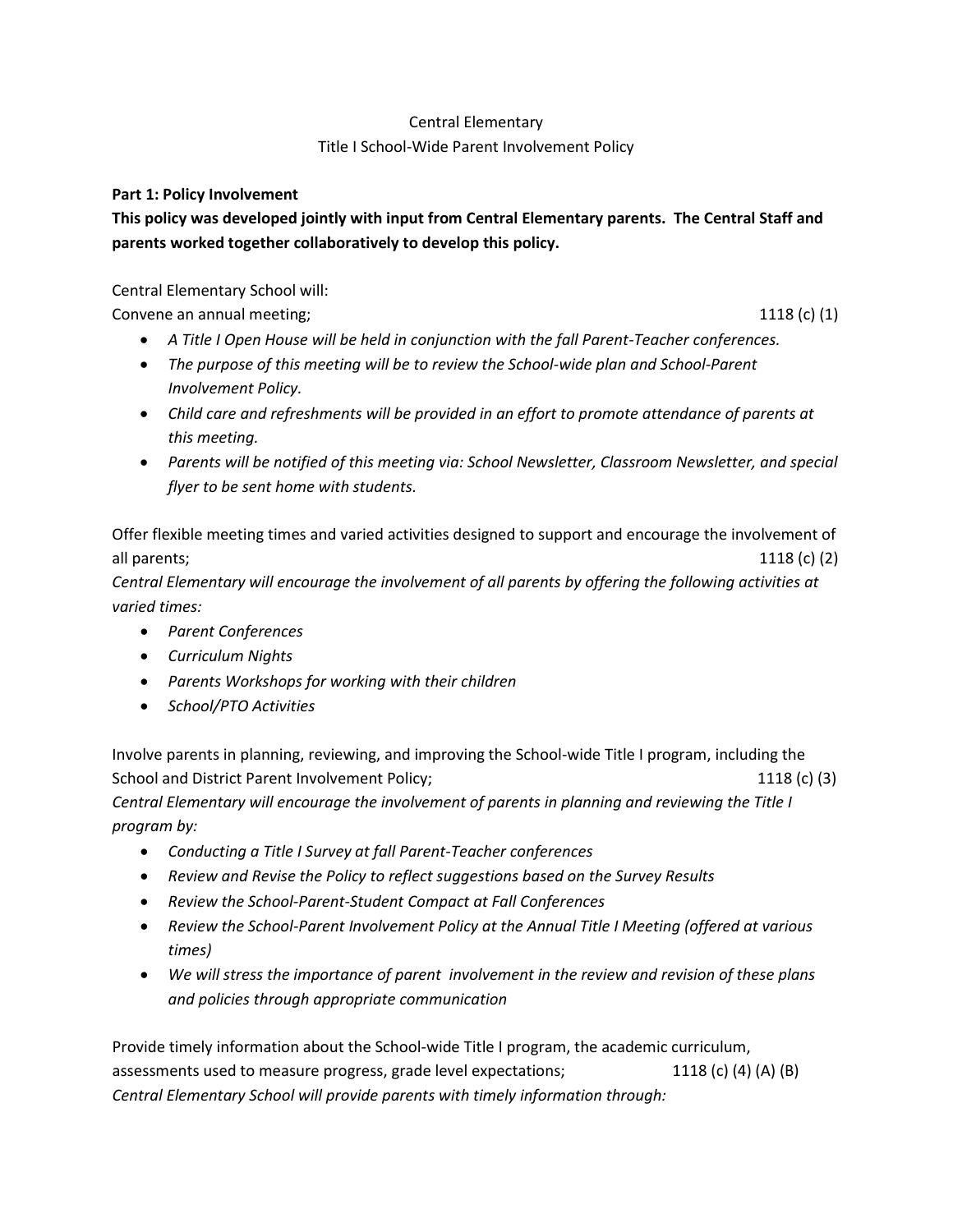Central Elementary

Title I School-Wide Parent Involvement Policy

**Part 1: Policy Involvement**

**This policy was developed jointly with input from Central Elementary parents. The Central Staff and parents worked together collaboratively to develop this policy.**

Central Elementary School will:

Convene an annual meeting; 1118 (c) (1)

- *A Title I Open House will be held in conjunction with the fall Parent-Teacher conferences.*
- *The purpose of this meeting will be to review the School-wide plan and School-Parent Involvement Policy.*
- *Child care and refreshments will be provided in an effort to promote attendance of parents at this meeting.*
- *Parents will be notified of this meeting via: School Newsletter, Classroom Newsletter, and special flyer to be sent home with students.*

Offer flexible meeting times and varied activities designed to support and encourage the involvement of all parents; 1118 (c) (2)

*Central Elementary will encourage the involvement of all parents by offering the following activities at varied times:*

- *Parent Conferences*
- *Curriculum Nights*
- *Parents Workshops for working with their children*
- *School/PTO Activities*

Involve parents in planning, reviewing, and improving the School-wide Title I program, including the School and District Parent Involvement Policy; 1118 (c) (3)

*Central Elementary will encourage the involvement of parents in planning and reviewing the Title I program by:*

- *Conducting a Title I Survey at fall Parent-Teacher conferences*
- *Review and Revise the Policy to reflect suggestions based on the Survey Results*
- *Review the School-Parent-Student Compact at Fall Conferences*
- *Review the School-Parent Involvement Policy at the Annual Title I Meeting (offered at various times)*
- *We will stress the importance of parent involvement in the review and revision of these plans and policies through appropriate communication*

Provide timely information about the School-wide Title I program, the academic curriculum, assessments used to measure progress, grade level expectations; 1118 (c) (4) (A) (B)

*Central Elementary School will provide parents with timely information through:*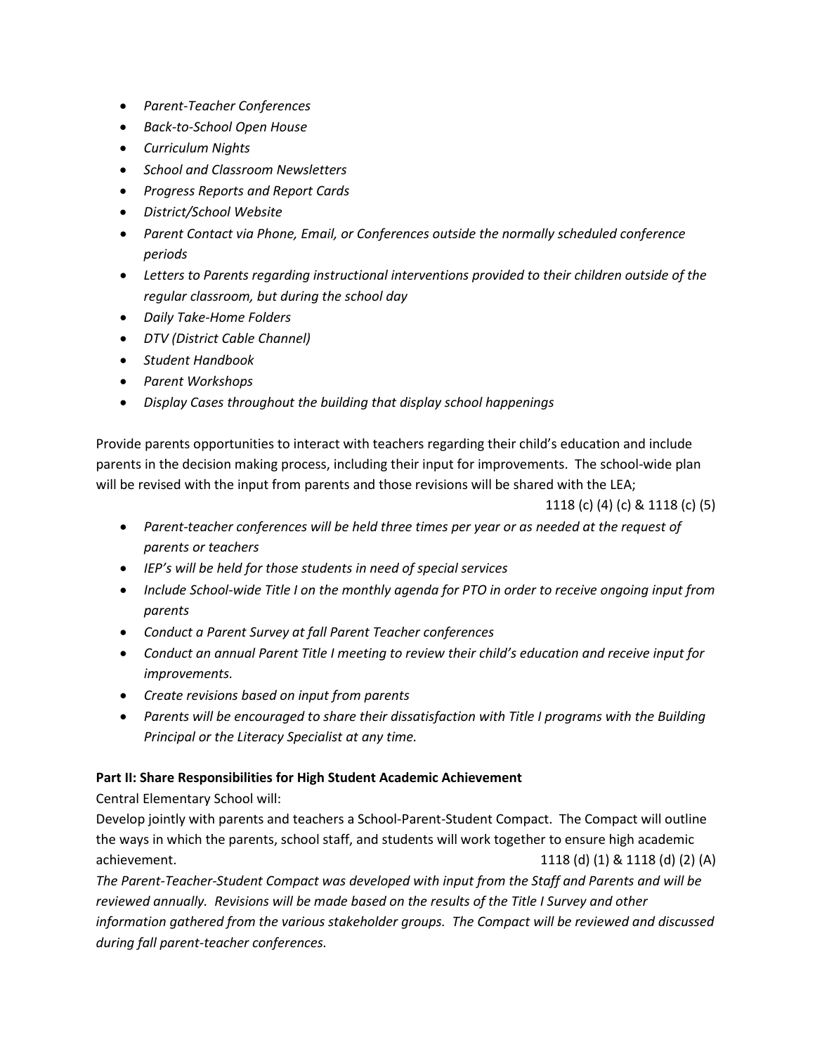- *Parent-Teacher Conferences*
- *Back-to-School Open House*
- *Curriculum Nights*
- *School and Classroom Newsletters*
- *Progress Reports and Report Cards*
- *District/School Website*
- *Parent Contact via Phone, Email, or Conferences outside the normally scheduled conference periods*
- *Letters to Parents regarding instructional interventions provided to their children outside of the regular classroom, but during the school day*
- *Daily Take-Home Folders*
- *DTV (District Cable Channel)*
- *Student Handbook*
- *Parent Workshops*
- *Display Cases throughout the building that display school happenings*

Provide parents opportunities to interact with teachers regarding their child's education and include parents in the decision making process, including their input for improvements. The school-wide plan will be revised with the input from parents and those revisions will be shared with the LEA;

1118 (c) (4) (c) & 1118 (c) (5)

- *Parent-teacher conferences will be held three times per year or as needed at the request of parents or teachers*
- *IEP's will be held for those students in need of special services*
- *Include School-wide Title I on the monthly agenda for PTO in order to receive ongoing input from parents*
- *Conduct a Parent Survey at fall Parent Teacher conferences*
- *Conduct an annual Parent Title I meeting to review their child's education and receive input for improvements.*
- *Create revisions based on input from parents*
- *Parents will be encouraged to share their dissatisfaction with Title I programs with the Building Principal or the Literacy Specialist at any time.*

**Part II: Share Responsibilities for High Student Academic Achievement**

Central Elementary School will:

Develop jointly with parents and teachers a School-Parent-Student Compact. The Compact will outline the ways in which the parents, school staff, and students will work together to ensure high academic achievement. 1118 (d) (1) & 1118 (d) (2) (A)

*The Parent-Teacher-Student Compact was developed with input from the Staff and Parents and will be reviewed annually. Revisions will be made based on the results of the Title I Survey and other information gathered from the various stakeholder groups. The Compact will be reviewed and discussed during fall parent-teacher conferences.*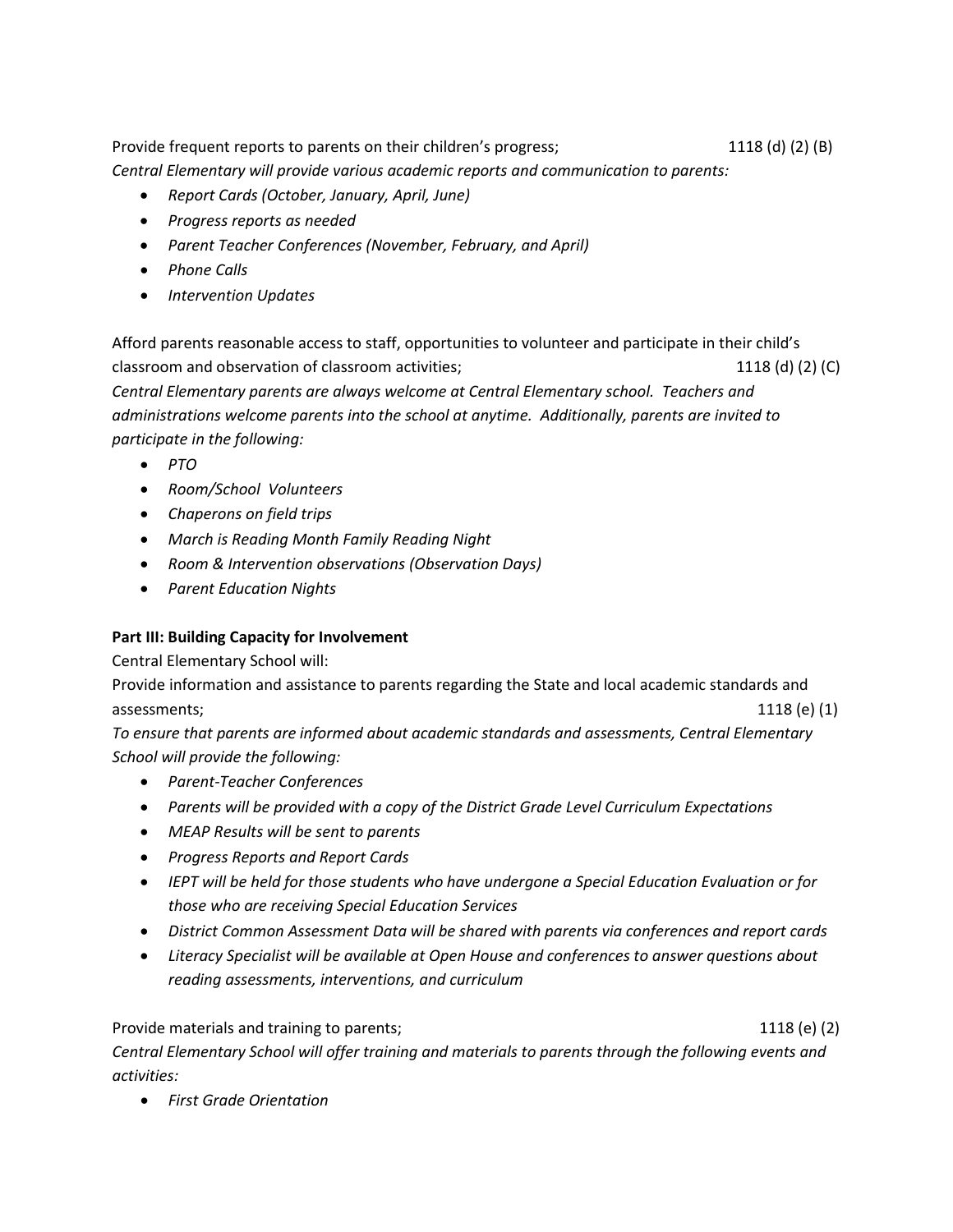Provide frequent reports to parents on their children's progress; 1118 (d) (2) (B)

*Central Elementary will provide various academic reports and communication to parents:*

- *Report Cards (October, January, April, June)*
- *Progress reports as needed*
- *Parent Teacher Conferences (November, February, and April)*
- *Phone Calls*
- *Intervention Updates*

Afford parents reasonable access to staff, opportunities to volunteer and participate in their child's classroom and observation of classroom activities; 1118 (d) (2) (C)

*Central Elementary parents are always welcome at Central Elementary school. Teachers and administrations welcome parents into the school at anytime. Additionally, parents are invited to participate in the following:*

- *PTO*
- *Room/School Volunteers*
- *Chaperons on field trips*
- *March is Reading Month Family Reading Night*
- *Room & Intervention observations (Observation Days)*
- *Parent Education Nights*

**Part III: Building Capacity for Involvement**

Central Elementary School will:

Provide information and assistance to parents regarding the State and local academic standards and assessments; 1118 (e) (1)

*To ensure that parents are informed about academic standards and assessments, Central Elementary School will provide the following:*

- *Parent-Teacher Conferences*
- *Parents will be provided with a copy of the District Grade Level Curriculum Expectations*
- *MEAP Results will be sent to parents*
- *Progress Reports and Report Cards*
- *IEPT will be held for those students who have undergone a Special Education Evaluation or for those who are receiving Special Education Services*
- *District Common Assessment Data will be shared with parents via conferences and report cards*
- *Literacy Specialist will be available at Open House and conferences to answer questions about reading assessments, interventions, and curriculum*

Provide materials and training to parents; 1118 (e) (2)

*Central Elementary School will offer training and materials to parents through the following events and activities:*

- *First Grade Orientation*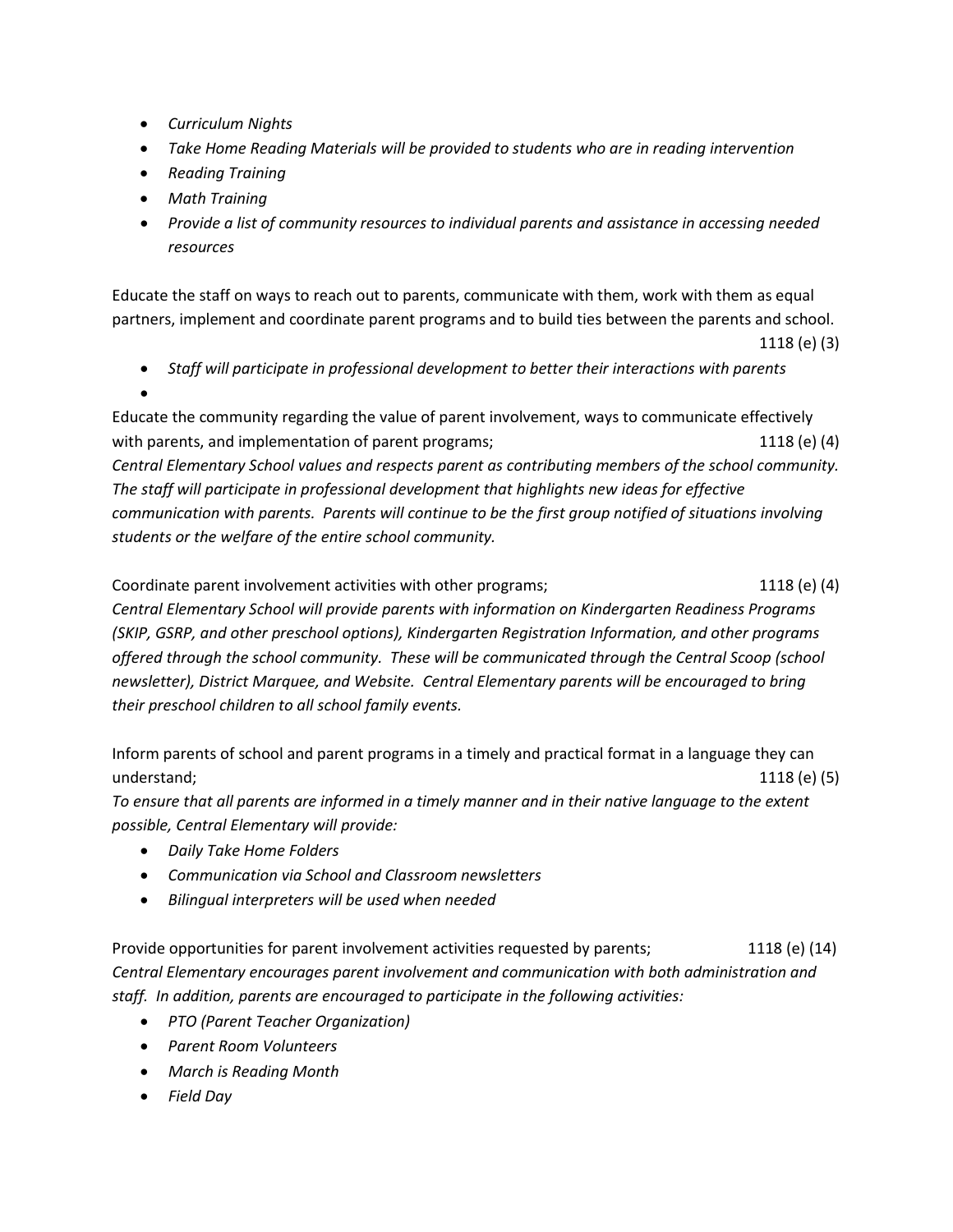- *Curriculum Nights*
- *Take Home Reading Materials will be provided to students who are in reading intervention*
- *Reading Training*
- *Math Training*
- *Provide a list of community resources to individual parents and assistance in accessing needed resources*

Educate the staff on ways to reach out to parents, communicate with them, work with them as equal partners, implement and coordinate parent programs and to build ties between the parents and school. 1118 (e) (3)

- *Staff will participate in professional development to better their interactions with parents*

Educate the community regarding the value of parent involvement, ways to communicate effectively with parents, and implementation of parent programs; 1118 (e) (4)

*Central Elementary School values and respects parent as contributing members of the school community. The staff will participate in professional development that highlights new ideas for effective communication with parents. Parents will continue to be the first group notified of situations involving students or the welfare of the entire school community.*

Coordinate parent involvement activities with other programs; 1118 (e) (4)

*Central Elementary School will provide parents with information on Kindergarten Readiness Programs (SKIP, GSRP, and other preschool options), Kindergarten Registration Information, and other programs offered through the school community. These will be communicated through the Central Scoop (school newsletter), District Marquee, and Website. Central Elementary parents will be encouraged to bring their preschool children to all school family events.*

Inform parents of school and parent programs in a timely and practical format in a language they can understand; 1118 (e) (5)

*To ensure that all parents are informed in a timely manner and in their native language to the extent possible, Central Elementary will provide:*

- *Daily Take Home Folders*
- *Communication via School and Classroom newsletters*
- *Bilingual interpreters will be used when needed*

Provide opportunities for parent involvement activities requested by parents; 1118 (e) (14)

*Central Elementary encourages parent involvement and communication with both administration and staff. In addition, parents are encouraged to participate in the following activities:*

- *PTO (Parent Teacher Organization)*
- *Parent Room Volunteers*
- *March is Reading Month*
- *Field Day*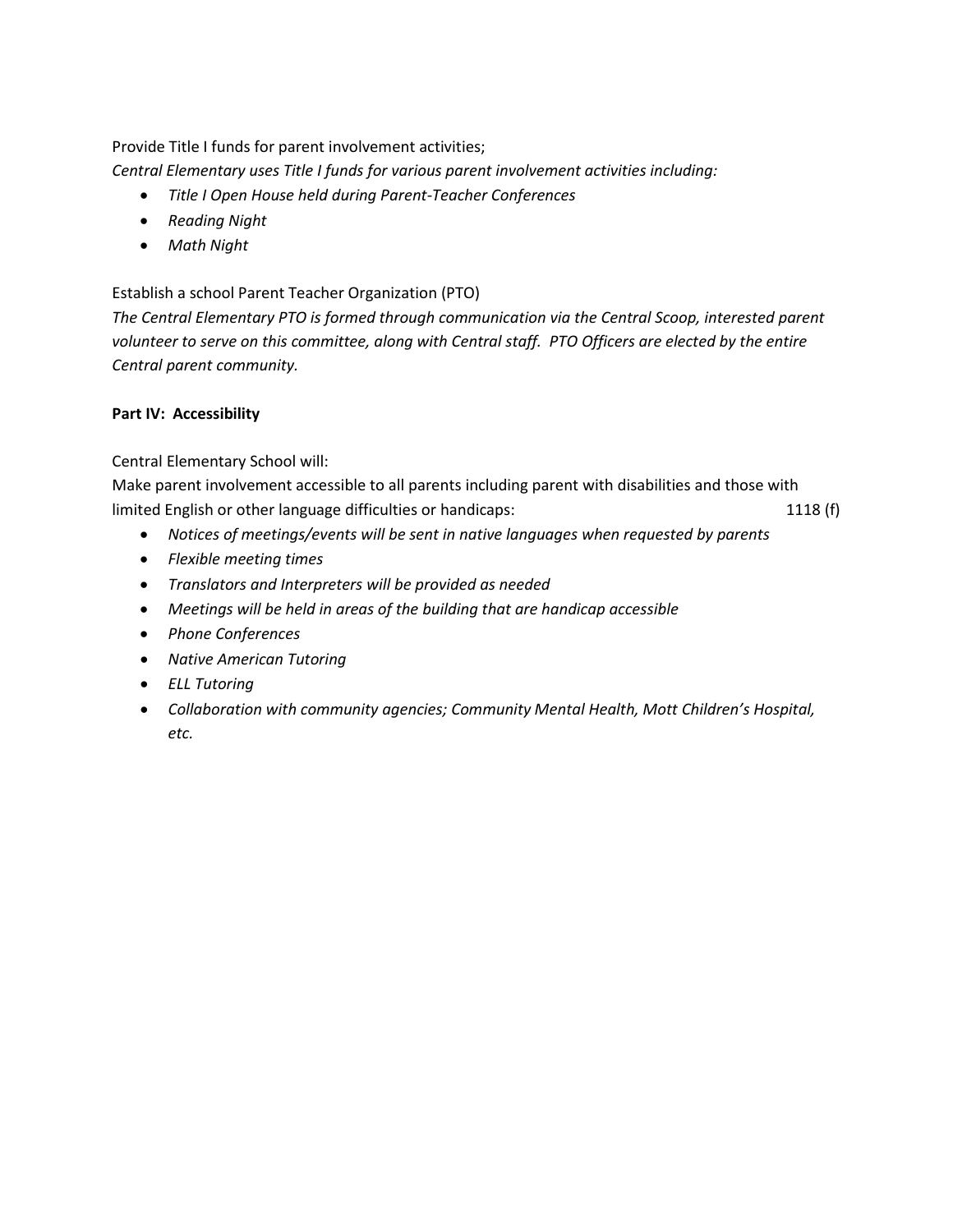Provide Title I funds for parent involvement activities;

*Central Elementary uses Title I funds for various parent involvement activities including:*

- *Title I Open House held during Parent-Teacher Conferences*
- *Reading Night*
- *Math Night*

Establish a school Parent Teacher Organization (PTO)

*The Central Elementary PTO is formed through communication via the Central Scoop, interested parent volunteer to serve on this committee, along with Central staff. PTO Officers are elected by the entire Central parent community.*

**Part IV: Accessibility**

Central Elementary School will:

Make parent involvement accessible to all parents including parent with disabilities and those with limited English or other language difficulties or handicaps: 1118 (f)

- *Notices of meetings/events will be sent in native languages when requested by parents*
- *Flexible meeting times*
- *Translators and Interpreters will be provided as needed*
- *Meetings will be held in areas of the building that are handicap accessible*
- *Phone Conferences*
- *Native American Tutoring*
- *ELL Tutoring*
- *Collaboration with community agencies; Community Mental Health, Mott Children's Hospital, etc.*